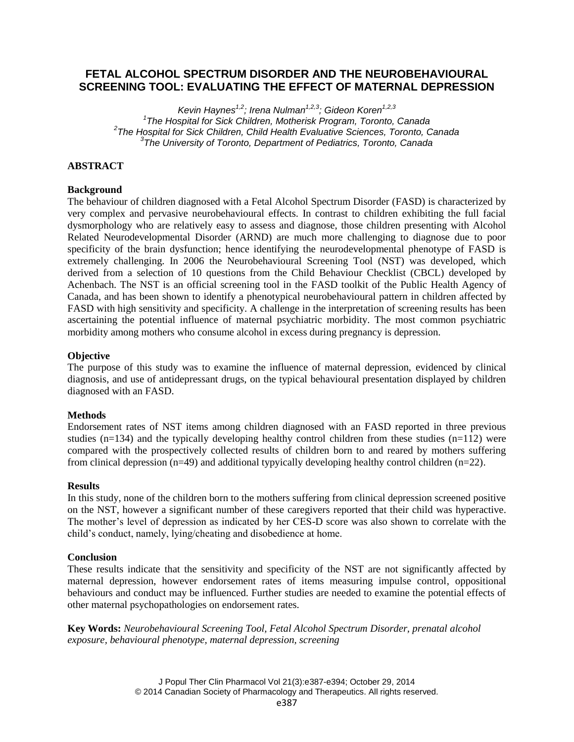# FETAL ALCOHOL SPECTRUM DISORDER AND THE NEUROBEHAVIOURAL SCREENING TOOL: EVALUATING THE EFFECT OF MATERNAL DEPRESSION

*Kevin Haynes[1,2]; Irena Nulman[1,2,3]; Gideon Koren[1,2,3]*

*[1]The Hospital for Sick Children, Motherisk Program, Toronto, Canada*
*[2]The Hospital for Sick Children, Child Health Evaluative Sciences, Toronto, Canada*
*[3]The University of Toronto, Department of Pediatrics, Toronto, Canada*

## ABSTRACT

### Background

The behaviour of children diagnosed with a Fetal Alcohol Spectrum Disorder (FASD) is characterized by very complex and pervasive neurobehavioural effects. In contrast to children exhibiting the full facial dysmorphology who are relatively easy to assess and diagnose, those children presenting with Alcohol Related Neurodevelopmental Disorder (ARND) are much more challenging to diagnose due to poor specificity of the brain dysfunction; hence identifying the neurodevelopmental phenotype of FASD is extremely challenging. In 2006 the Neurobehavioural Screening Tool (NST) was developed, which derived from a selection of 10 questions from the Child Behaviour Checklist (CBCL) developed by Achenbach. The NST is an official screening tool in the FASD toolkit of the Public Health Agency of Canada, and has been shown to identify a phenotypical neurobehavioural pattern in children affected by FASD with high sensitivity and specificity. A challenge in the interpretation of screening results has been ascertaining the potential influence of maternal psychiatric morbidity. The most common psychiatric morbidity among mothers who consume alcohol in excess during pregnancy is depression.

### Objective

The purpose of this study was to examine the influence of maternal depression, evidenced by clinical diagnosis, and use of antidepressant drugs, on the typical behavioural presentation displayed by children diagnosed with an FASD.

### Methods

Endorsement rates of NST items among children diagnosed with an FASD reported in three previous studies (n=134) and the typically developing healthy control children from these studies (n=112) were compared with the prospectively collected results of children born to and reared by mothers suffering from clinical depression (n=49) and additional typyically developing healthy control children (n=22).

### Results

In this study, none of the children born to the mothers suffering from clinical depression screened positive on the NST, however a significant number of these caregivers reported that their child was hyperactive. The mother's level of depression as indicated by her CES-D score was also shown to correlate with the child's conduct, namely, lying/cheating and disobedience at home.

### Conclusion

These results indicate that the sensitivity and specificity of the NST are not significantly affected by maternal depression, however endorsement rates of items measuring impulse control, oppositional behaviours and conduct may be influenced. Further studies are needed to examine the potential effects of other maternal psychopathologies on endorsement rates.

**Key Words:** *Neurobehavioural Screening Tool, Fetal Alcohol Spectrum Disorder, prenatal alcohol exposure, behavioural phenotype, maternal depression, screening*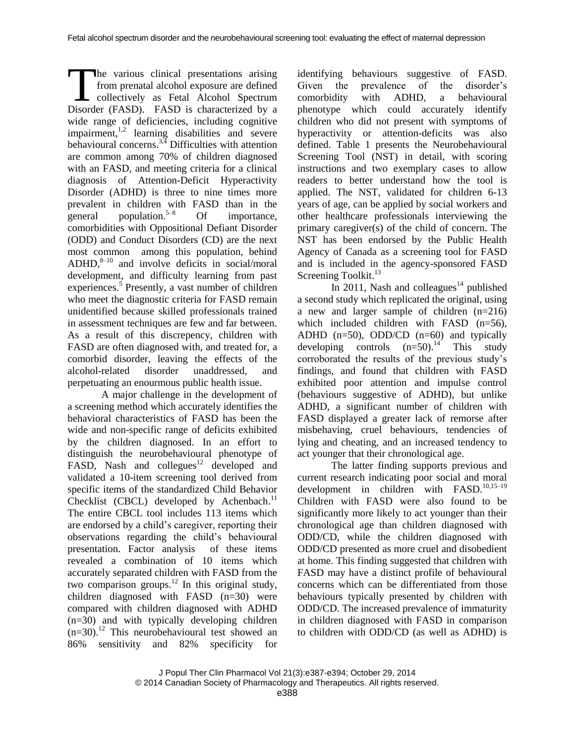The various clinical presentations arising from prenatal alcohol exposure are defined collectively as Fetal Alcohol Spectrum Disorder (FASD). FASD is characterized by a wide range of deficiencies, including cognitive impairment,[1,2] learning disabilities and severe behavioural concerns.[3,4] Difficulties with attention are common among 70% of children diagnosed with an FASD, and meeting criteria for a clinical diagnosis of Attention-Deficit Hyperactivity Disorder (ADHD) is three to nine times more prevalent in children with FASD than in the general population.[5–8] Of importance, comorbidities with Oppositional Defiant Disorder (ODD) and Conduct Disorders (CD) are the next most common among this population, behind ADHD,[8–10] and involve deficits in social/moral development, and difficulty learning from past experiences.[5] Presently, a vast number of children who meet the diagnostic criteria for FASD remain unidentified because skilled professionals trained in assessment techniques are few and far between. As a result of this discrepency, children with FASD are often diagnosed with, and treated for, a comorbid disorder, leaving the effects of the alcohol-related disorder unaddressed, and perpetuating an enourmous public health issue.

A major challenge in the development of a screening method which accurately identifies the behavioral characteristics of FASD has been the wide and non-specific range of deficits exhibited by the children diagnosed. In an effort to distinguish the neurobehavioural phenotype of FASD, Nash and collegues[12] developed and validated a 10-item screening tool derived from specific items of the standardized Child Behavior Checklist (CBCL) developed by Achenbach.[11] The entire CBCL tool includes 113 items which are endorsed by a child's caregiver, reporting their observations regarding the child's behavioural presentation. Factor analysis of these items revealed a combination of 10 items which accurately separated children with FASD from the two comparison groups.[12] In this original study, children diagnosed with FASD (n=30) were compared with children diagnosed with ADHD (n=30) and with typically developing children (n=30).[12] This neurobehavioural test showed an 86% sensitivity and 82% specificity for identifying behaviours suggestive of FASD. Given the prevalence of the disorder's comorbidity with ADHD, a behavioural phenotype which could accurately identify children who did not present with symptoms of hyperactivity or attention-deficits was also defined. Table 1 presents the Neurobehavioural Screening Tool (NST) in detail, with scoring instructions and two exemplary cases to allow readers to better understand how the tool is applied. The NST, validated for children 6-13 years of age, can be applied by social workers and other healthcare professionals interviewing the primary caregiver(s) of the child of concern. The NST has been endorsed by the Public Health Agency of Canada as a screening tool for FASD and is included in the agency-sponsored FASD Screening Toolkit.[13]

In 2011, Nash and colleagues[14] published a second study which replicated the original, using a new and larger sample of children (n=216) which included children with FASD (n=56), ADHD (n=50), ODD/CD (n=60) and typically developing controls (n=50).[14] This study corroborated the results of the previous study's findings, and found that children with FASD exhibited poor attention and impulse control (behaviours suggestive of ADHD), but unlike ADHD, a significant number of children with FASD displayed a greater lack of remorse after misbehaving, cruel behaviours, tendencies of lying and cheating, and an increased tendency to act younger that their chronological age.

The latter finding supports previous and current research indicating poor social and moral development in children with FASD.[10,15–19] Children with FASD were also found to be significantly more likely to act younger than their chronological age than children diagnosed with ODD/CD, while the children diagnosed with ODD/CD presented as more cruel and disobedient at home. This finding suggested that children with FASD may have a distinct profile of behavioural concerns which can be differentiated from those behaviours typically presented by children with ODD/CD. The increased prevalence of immaturity in children diagnosed with FASD in comparison to children with ODD/CD (as well as ADHD) is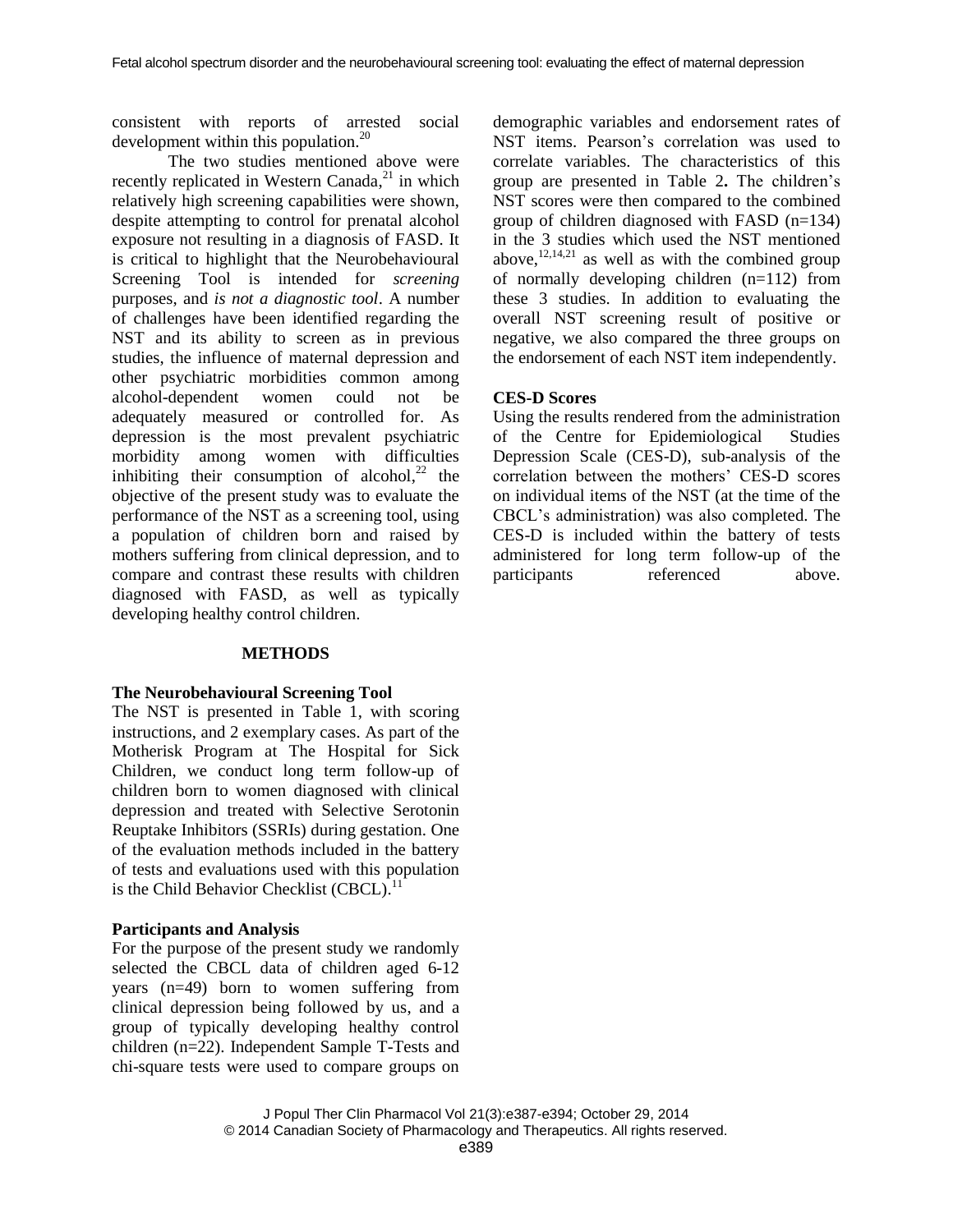consistent with reports of arrested social development within this population.[20]

The two studies mentioned above were recently replicated in Western Canada,[21] in which relatively high screening capabilities were shown, despite attempting to control for prenatal alcohol exposure not resulting in a diagnosis of FASD. It is critical to highlight that the Neurobehavioural Screening Tool is intended for *screening* purposes, and *is not a diagnostic tool*. A number of challenges have been identified regarding the NST and its ability to screen as in previous studies, the influence of maternal depression and other psychiatric morbidities common among alcohol-dependent women could not be adequately measured or controlled for. As depression is the most prevalent psychiatric morbidity among women with difficulties inhibiting their consumption of alcohol,[22] the objective of the present study was to evaluate the performance of the NST as a screening tool, using a population of children born and raised by mothers suffering from clinical depression, and to compare and contrast these results with children diagnosed with FASD, as well as typically developing healthy control children.

## METHODS

### The Neurobehavioural Screening Tool

The NST is presented in Table 1, with scoring instructions, and 2 exemplary cases. As part of the Motherisk Program at The Hospital for Sick Children, we conduct long term follow-up of children born to women diagnosed with clinical depression and treated with Selective Serotonin Reuptake Inhibitors (SSRIs) during gestation. One of the evaluation methods included in the battery of tests and evaluations used with this population is the Child Behavior Checklist (CBCL).[11]

### Participants and Analysis

For the purpose of the present study we randomly selected the CBCL data of children aged 6-12 years (n=49) born to women suffering from clinical depression being followed by us, and a group of typically developing healthy control children (n=22). Independent Sample T-Tests and chi-square tests were used to compare groups on demographic variables and endorsement rates of NST items. Pearson's correlation was used to correlate variables. The characteristics of this group are presented in Table 2. The children's NST scores were then compared to the combined group of children diagnosed with FASD (n=134) in the 3 studies which used the NST mentioned above,[12,14,21] as well as with the combined group of normally developing children (n=112) from these 3 studies. In addition to evaluating the overall NST screening result of positive or negative, we also compared the three groups on the endorsement of each NST item independently.

### CES-D Scores

Using the results rendered from the administration of the Centre for Epidemiological Studies Depression Scale (CES-D), sub-analysis of the correlation between the mothers' CES-D scores on individual items of the NST (at the time of the CBCL's administration) was also completed. The CES-D is included within the battery of tests administered for long term follow-up of the participants referenced above.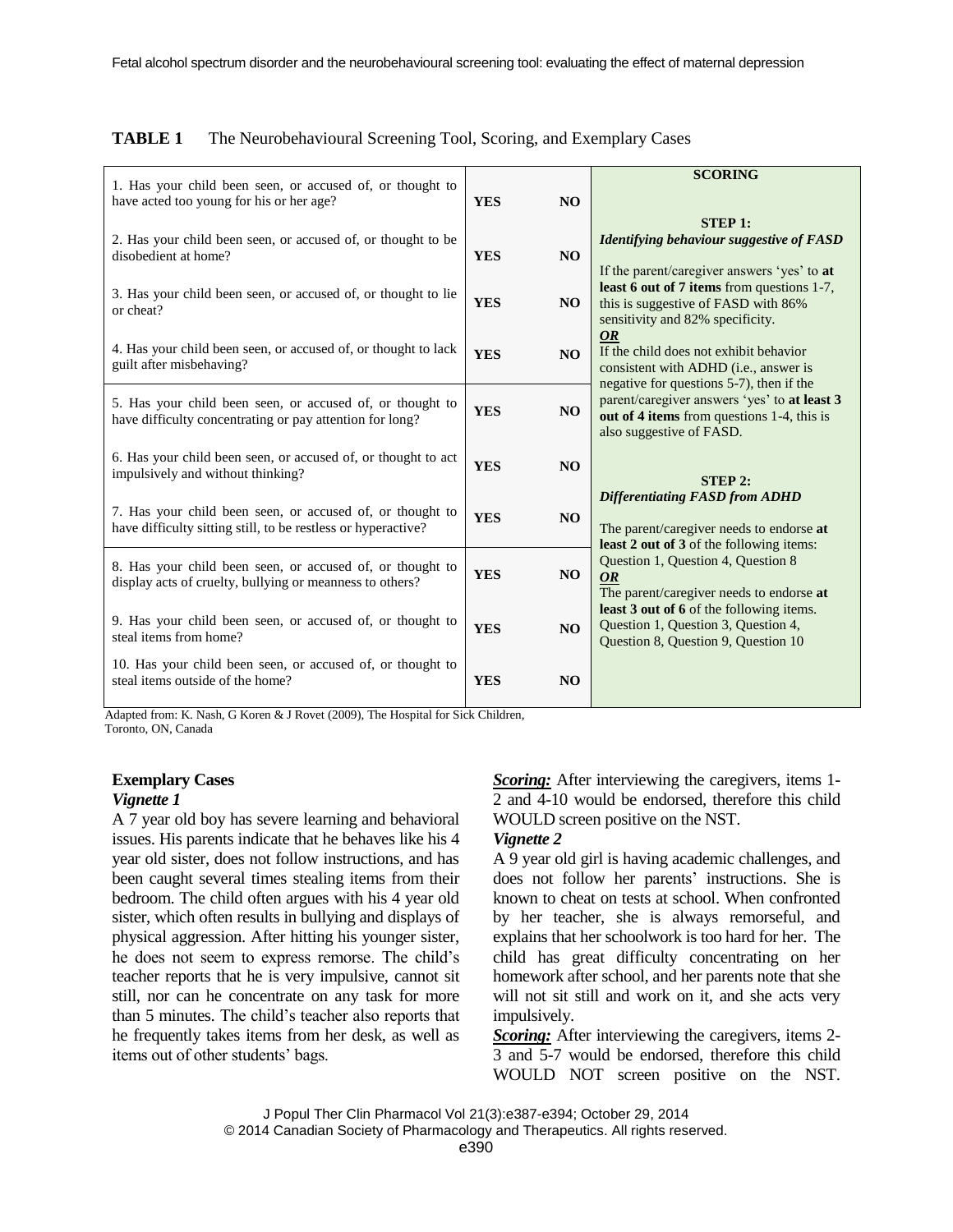**TABLE 1** The Neurobehavioural Screening Tool, Scoring, and Exemplary Cases

| Question | | | SCORING |
|---|---|---|---|
| 1. Has your child been seen, or accused of, or thought to have acted too young for his or her age? | YES | NO | **STEP 1:** ***Identifying behaviour suggestive of FASD*** If the parent/caregiver answers 'yes' to **at least 6 out of 7 items** from questions 1-7, this is suggestive of FASD with 86% sensitivity and 82% specificity. ***OR*** If the child does not exhibit behavior consistent with ADHD (i.e., answer is negative for questions 5-7), then if the parent/caregiver answers 'yes' to **at least 3 out of 4 items** from questions 1-4, this is also suggestive of FASD. |
| 2. Has your child been seen, or accused of, or thought to be disobedient at home? | YES | NO | |
| 3. Has your child been seen, or accused of, or thought to lie or cheat? | YES | NO | |
| 4. Has your child been seen, or accused of, or thought to lack guilt after misbehaving? | YES | NO | |
| 5. Has your child been seen, or accused of, or thought to have difficulty concentrating or pay attention for long? | YES | NO | |
| 6. Has your child been seen, or accused of, or thought to act impulsively and without thinking? | YES | NO | **STEP 2:** ***Differentiating FASD from ADHD*** The parent/caregiver needs to endorse **at least 2 out of 3** of the following items: Question 1, Question 4, Question 8 ***OR*** The parent/caregiver needs to endorse **at least 3 out of 6** of the following items. Question 1, Question 3, Question 4, Question 8, Question 9, Question 10 |
| 7. Has your child been seen, or accused of, or thought to have difficulty sitting still, to be restless or hyperactive? | YES | NO | |
| 8. Has your child been seen, or accused of, or thought to display acts of cruelty, bullying or meanness to others? | YES | NO | |
| 9. Has your child been seen, or accused of, or thought to steal items from home? | YES | NO | |
| 10. Has your child been seen, or accused of, or thought to steal items outside of the home? | YES | NO | |

Adapted from: K. Nash, G Koren & J Rovet (2009), The Hospital for Sick Children, Toronto, ON, Canada

**Exemplary Cases**

***Vignette 1***

A 7 year old boy has severe learning and behavioral issues. His parents indicate that he behaves like his 4 year old sister, does not follow instructions, and has been caught several times stealing items from their bedroom. The child often argues with his 4 year old sister, which often results in bullying and displays of physical aggression. After hitting his younger sister, he does not seem to express remorse. The child's teacher reports that he is very impulsive, cannot sit still, nor can he concentrate on any task for more than 5 minutes. The child's teacher also reports that he frequently takes items from her desk, as well as items out of other students' bags.

***Scoring:*** After interviewing the caregivers, items 1-2 and 4-10 would be endorsed, therefore this child WOULD screen positive on the NST.

***Vignette 2***

A 9 year old girl is having academic challenges, and does not follow her parents' instructions. She is known to cheat on tests at school. When confronted by her teacher, she is always remorseful, and explains that her schoolwork is too hard for her. The child has great difficulty concentrating on her homework after school, and her parents note that she will not sit still and work on it, and she acts very impulsively.

***Scoring:*** After interviewing the caregivers, items 2-3 and 5-7 would be endorsed, therefore this child WOULD NOT screen positive on the NST.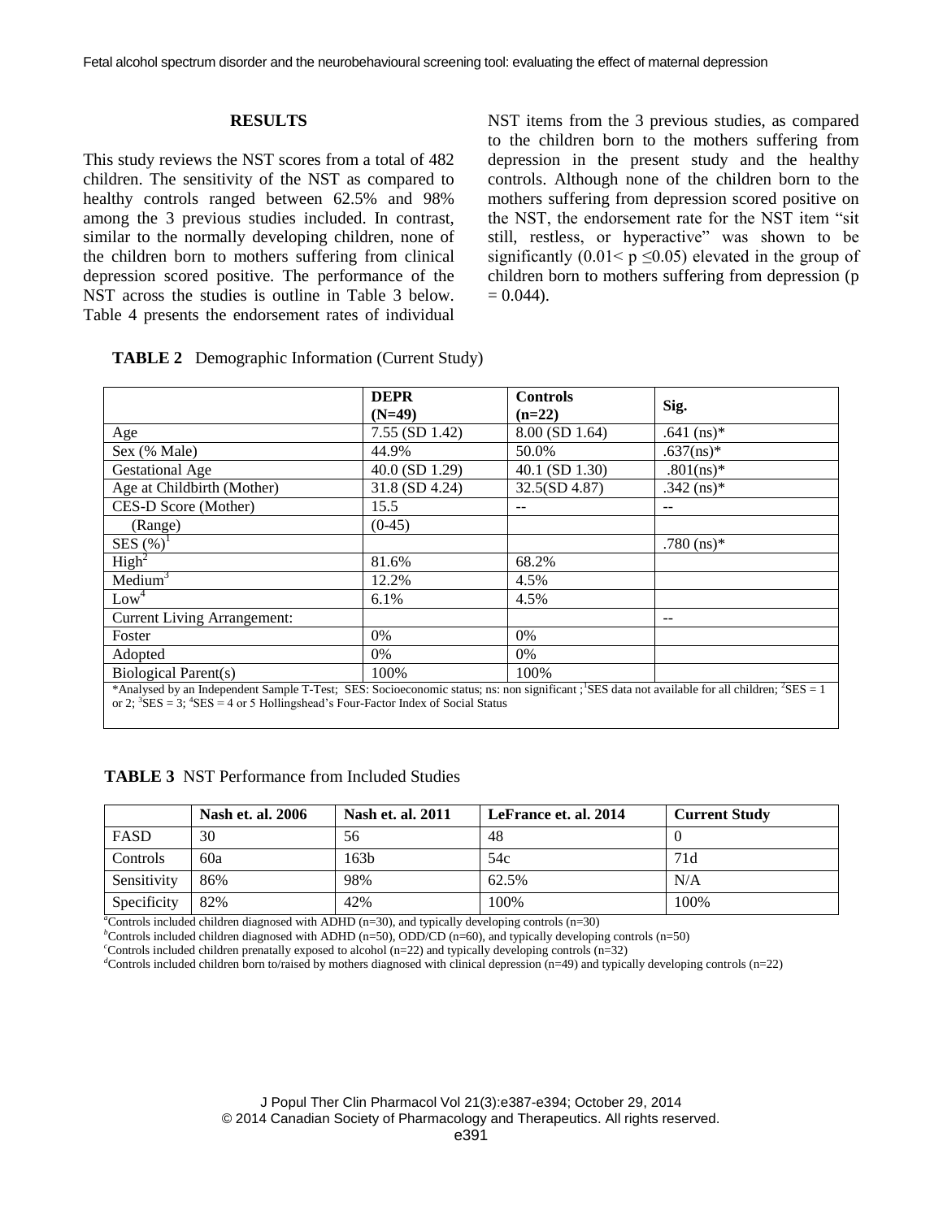## RESULTS

This study reviews the NST scores from a total of 482 children. The sensitivity of the NST as compared to healthy controls ranged between 62.5% and 98% among the 3 previous studies included. In contrast, similar to the normally developing children, none of the children born to mothers suffering from clinical depression scored positive. The performance of the NST across the studies is outline in Table 3 below. Table 4 presents the endorsement rates of individual NST items from the 3 previous studies, as compared to the children born to the mothers suffering from depression in the present study and the healthy controls. Although none of the children born to the mothers suffering from depression scored positive on the NST, the endorsement rate for the NST item "sit still, restless, or hyperactive" was shown to be significantly ($0.01 < p \leq 0.05$) elevated in the group of children born to mothers suffering from depression ($p = 0.044$).

**TABLE 2** Demographic Information (Current Study)

| | DEPR (N=49) | Controls (n=22) | Sig. |
|---|---|---|---|
| Age | 7.55 (SD 1.42) | 8.00 (SD 1.64) | .641 (ns)* |
| Sex (% Male) | 44.9% | 50.0% | .637(ns)* |
| Gestational Age | 40.0 (SD 1.29) | 40.1 (SD 1.30) | .801(ns)* |
| Age at Childbirth (Mother) | 31.8 (SD 4.24) | 32.5(SD 4.87) | .342 (ns)* |
| CES-D Score (Mother) | 15.5 | -- | -- |
| (Range) | (0-45) | | |
| SES (%)[1] | | | .780 (ns)* |
| High[2] | 81.6% | 68.2% | |
| Medium[3] | 12.2% | 4.5% | |
| Low[4] | 6.1% | 4.5% | |
| Current Living Arrangement: | | | -- |
| Foster | 0% | 0% | |
| Adopted | 0% | 0% | |
| Biological Parent(s) | 100% | 100% | |

*Analysed by an Independent Sample T-Test; SES: Socioeconomic status; ns: non significant ;[1]SES data not available for all children; [2]SES = 1 or 2; [3]SES = 3; [4]SES = 4 or 5 Hollingshead's Four-Factor Index of Social Status

**TABLE 3** NST Performance from Included Studies

| | Nash et. al. 2006 | Nash et. al. 2011 | LeFrance et. al. 2014 | Current Study |
|---|---|---|---|---|
| FASD | 30 | 56 | 48 | 0 |
| Controls | 60a | 163b | 54c | 71d |
| Sensitivity | 86% | 98% | 62.5% | N/A |
| Specificity | 82% | 42% | 100% | 100% |

[a]Controls included children diagnosed with ADHD (n=30), and typically developing controls (n=30)
[b]Controls included children diagnosed with ADHD (n=50), ODD/CD (n=60), and typically developing controls (n=50)
[c]Controls included children prenatally exposed to alcohol (n=22) and typically developing controls (n=32)
[d]Controls included children born to/raised by mothers diagnosed with clinical depression (n=49) and typically developing controls (n=22)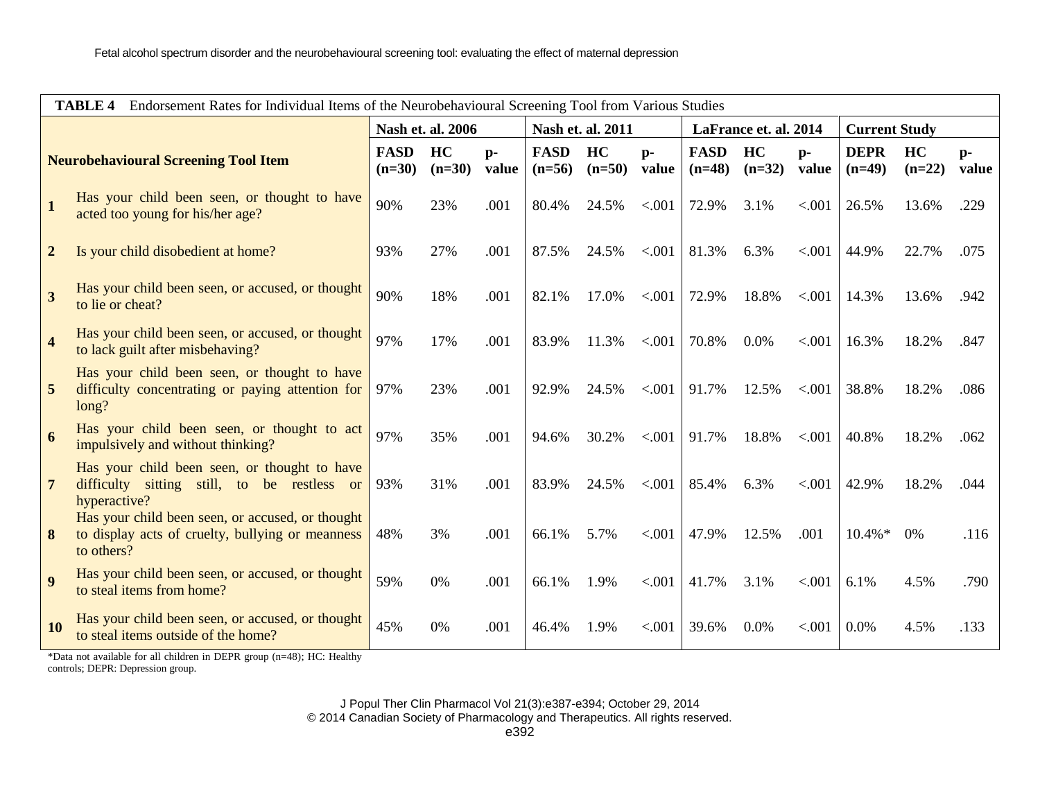**TABLE 4** Endorsement Rates for Individual Items of the Neurobehavioural Screening Tool from Various Studies

| | Neurobehavioural Screening Tool Item | Nash et. al. 2006 | | | Nash et. al. 2011 | | | LaFrance et. al. 2014 | | | Current Study | | |
|---|---|---|---|---|---|---|---|---|---|---|---|---|---|
| | | FASD (n=30) | HC (n=30) | p-value | FASD (n=56) | HC (n=50) | p-value | FASD (n=48) | HC (n=32) | p-value | DEPR (n=49) | HC (n=22) | p-value |
| 1 | Has your child been seen, or thought to have acted too young for his/her age? | 90% | 23% | .001 | 80.4% | 24.5% | <.001 | 72.9% | 3.1% | <.001 | 26.5% | 13.6% | .229 |
| 2 | Is your child disobedient at home? | 93% | 27% | .001 | 87.5% | 24.5% | <.001 | 81.3% | 6.3% | <.001 | 44.9% | 22.7% | .075 |
| 3 | Has your child been seen, or accused, or thought to lie or cheat? | 90% | 18% | .001 | 82.1% | 17.0% | <.001 | 72.9% | 18.8% | <.001 | 14.3% | 13.6% | .942 |
| 4 | Has your child been seen, or accused, or thought to lack guilt after misbehaving? | 97% | 17% | .001 | 83.9% | 11.3% | <.001 | 70.8% | 0.0% | <.001 | 16.3% | 18.2% | .847 |
| 5 | Has your child been seen, or thought to have difficulty concentrating or paying attention for long? | 97% | 23% | .001 | 92.9% | 24.5% | <.001 | 91.7% | 12.5% | <.001 | 38.8% | 18.2% | .086 |
| 6 | Has your child been seen, or thought to act impulsively and without thinking? | 97% | 35% | .001 | 94.6% | 30.2% | <.001 | 91.7% | 18.8% | <.001 | 40.8% | 18.2% | .062 |
| 7 | Has your child been seen, or thought to have difficulty sitting still, to be restless or hyperactive? | 93% | 31% | .001 | 83.9% | 24.5% | <.001 | 85.4% | 6.3% | <.001 | 42.9% | 18.2% | .044 |
| 8 | Has your child been seen, or accused, or thought to display acts of cruelty, bullying or meanness to others? | 48% | 3% | .001 | 66.1% | 5.7% | <.001 | 47.9% | 12.5% | .001 | 10.4%* | 0% | .116 |
| 9 | Has your child been seen, or accused, or thought to steal items from home? | 59% | 0% | .001 | 66.1% | 1.9% | <.001 | 41.7% | 3.1% | <.001 | 6.1% | 4.5% | .790 |
| 10 | Has your child been seen, or accused, or thought to steal items outside of the home? | 45% | 0% | .001 | 46.4% | 1.9% | <.001 | 39.6% | 0.0% | <.001 | 0.0% | 4.5% | .133 |

*Data not available for all children in DEPR group (n=48); HC: Healthy controls; DEPR: Depression group.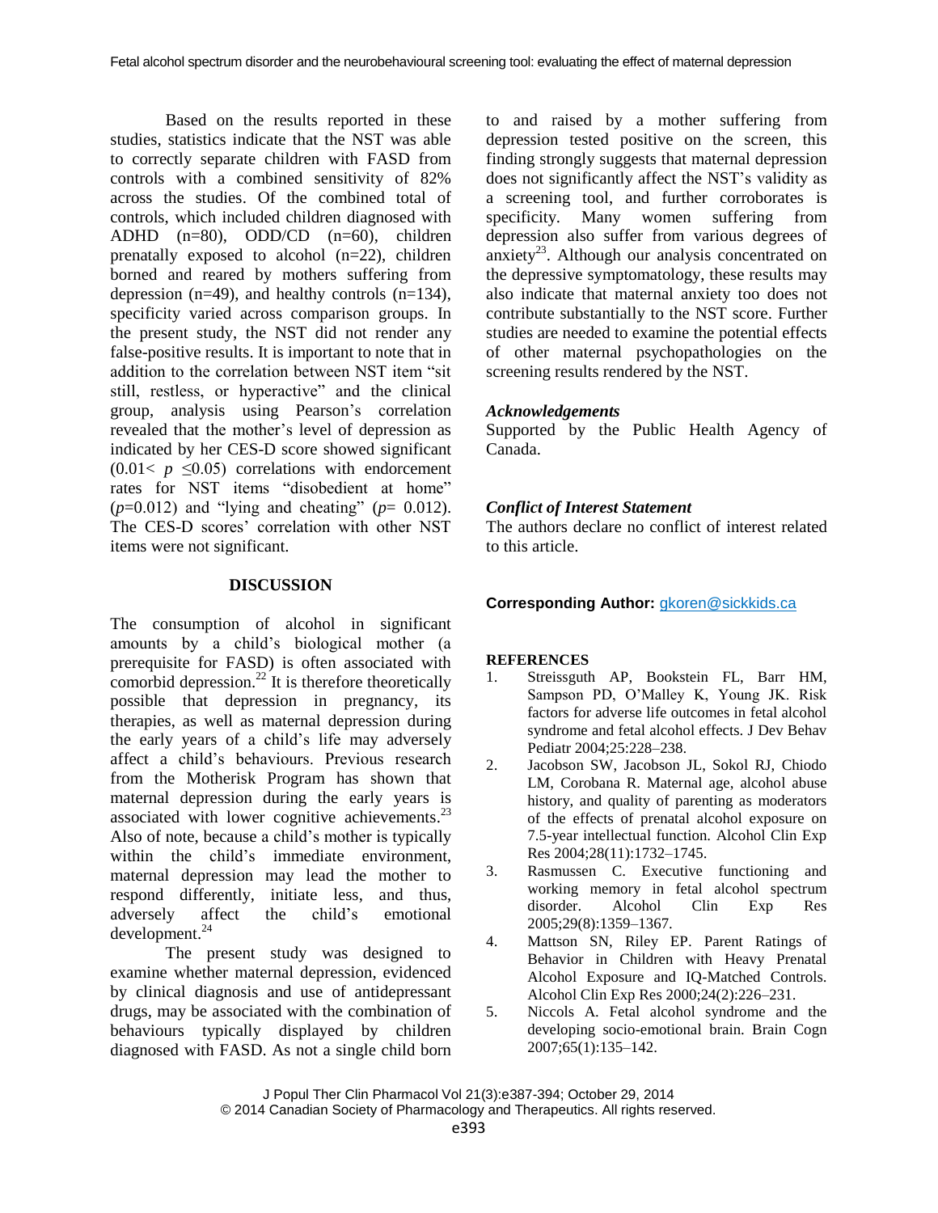Based on the results reported in these studies, statistics indicate that the NST was able to correctly separate children with FASD from controls with a combined sensitivity of 82% across the studies. Of the combined total of controls, which included children diagnosed with ADHD (n=80), ODD/CD (n=60), children prenatally exposed to alcohol (n=22), children borned and reared by mothers suffering from depression (n=49), and healthy controls (n=134), specificity varied across comparison groups. In the present study, the NST did not render any false-positive results. It is important to note that in addition to the correlation between NST item "sit still, restless, or hyperactive" and the clinical group, analysis using Pearson's correlation revealed that the mother's level of depression as indicated by her CES-D score showed significant ($0.01< p \leq 0.05$) correlations with endorcement rates for NST items "disobedient at home" ($p$=0.012) and "lying and cheating" ($p$= 0.012). The CES-D scores' correlation with other NST items were not significant.

## DISCUSSION

The consumption of alcohol in significant amounts by a child's biological mother (a prerequisite for FASD) is often associated with comorbid depression.[22] It is therefore theoretically possible that depression in pregnancy, its therapies, as well as maternal depression during the early years of a child's life may adversely affect a child's behaviours. Previous research from the Motherisk Program has shown that maternal depression during the early years is associated with lower cognitive achievements.[23] Also of note, because a child's mother is typically within the child's immediate environment, maternal depression may lead the mother to respond differently, initiate less, and thus, adversely affect the child's emotional development.[24]

The present study was designed to examine whether maternal depression, evidenced by clinical diagnosis and use of antidepressant drugs, may be associated with the combination of behaviours typically displayed by children diagnosed with FASD. As not a single child born to and raised by a mother suffering from depression tested positive on the screen, this finding strongly suggests that maternal depression does not significantly affect the NST's validity as a screening tool, and further corroborates is specificity. Many women suffering from depression also suffer from various degrees of anxiety[23]. Although our analysis concentrated on the depressive symptomatology, these results may also indicate that maternal anxiety too does not contribute substantially to the NST score. Further studies are needed to examine the potential effects of other maternal psychopathologies on the screening results rendered by the NST.

### *Acknowledgements*

Supported by the Public Health Agency of Canada.

### *Conflict of Interest Statement*

The authors declare no conflict of interest related to this article.

**Corresponding Author:** gkoren@sickkids.ca

## REFERENCES

1. Streissguth AP, Bookstein FL, Barr HM, Sampson PD, O'Malley K, Young JK. Risk factors for adverse life outcomes in fetal alcohol syndrome and fetal alcohol effects. J Dev Behav Pediatr 2004;25:228–238.
2. Jacobson SW, Jacobson JL, Sokol RJ, Chiodo LM, Corobana R. Maternal age, alcohol abuse history, and quality of parenting as moderators of the effects of prenatal alcohol exposure on 7.5-year intellectual function. Alcohol Clin Exp Res 2004;28(11):1732–1745.
3. Rasmussen C. Executive functioning and working memory in fetal alcohol spectrum disorder. Alcohol Clin Exp Res 2005;29(8):1359–1367.
4. Mattson SN, Riley EP. Parent Ratings of Behavior in Children with Heavy Prenatal Alcohol Exposure and IQ-Matched Controls. Alcohol Clin Exp Res 2000;24(2):226–231.
5. Niccols A. Fetal alcohol syndrome and the developing socio-emotional brain. Brain Cogn 2007;65(1):135–142.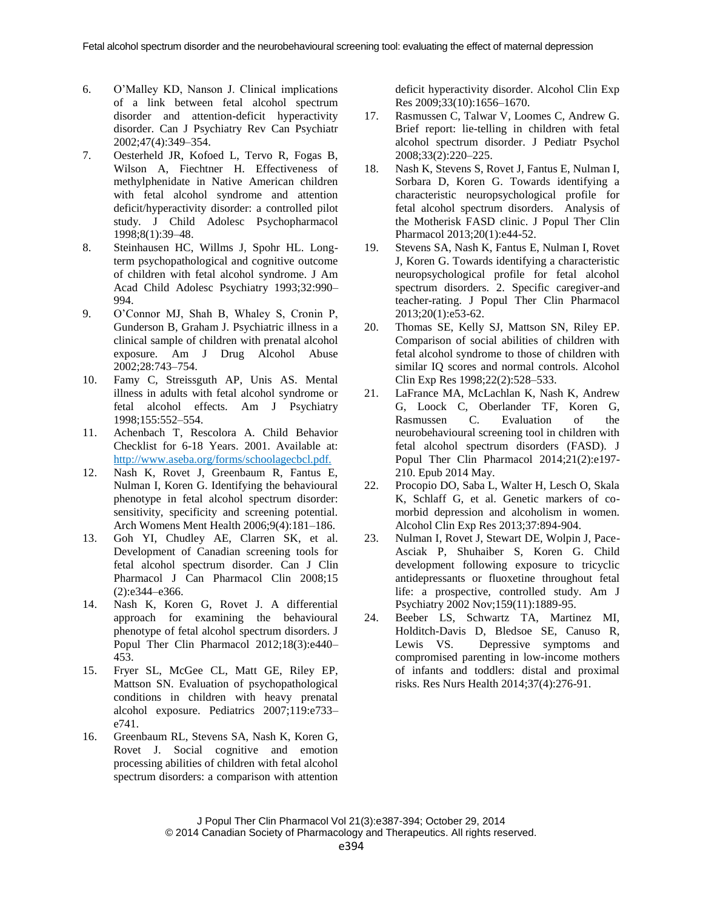6. O'Malley KD, Nanson J. Clinical implications of a link between fetal alcohol spectrum disorder and attention-deficit hyperactivity disorder. Can J Psychiatry Rev Can Psychiatr 2002;47(4):349–354.
7. Oesterheld JR, Kofoed L, Tervo R, Fogas B, Wilson A, Fiechtner H. Effectiveness of methylphenidate in Native American children with fetal alcohol syndrome and attention deficit/hyperactivity disorder: a controlled pilot study. J Child Adolesc Psychopharmacol 1998;8(1):39–48.
8. Steinhausen HC, Willms J, Spohr HL. Long-term psychopathological and cognitive outcome of children with fetal alcohol syndrome. J Am Acad Child Adolesc Psychiatry 1993;32:990–994.
9. O'Connor MJ, Shah B, Whaley S, Cronin P, Gunderson B, Graham J. Psychiatric illness in a clinical sample of children with prenatal alcohol exposure. Am J Drug Alcohol Abuse 2002;28:743–754.
10. Famy C, Streissguth AP, Unis AS. Mental illness in adults with fetal alcohol syndrome or fetal alcohol effects. Am J Psychiatry 1998;155:552–554.
11. Achenbach T, Rescolora A. Child Behavior Checklist for 6-18 Years. 2001. Available at: http://www.aseba.org/forms/schoolagecbcl.pdf.
12. Nash K, Rovet J, Greenbaum R, Fantus E, Nulman I, Koren G. Identifying the behavioural phenotype in fetal alcohol spectrum disorder: sensitivity, specificity and screening potential. Arch Womens Ment Health 2006;9(4):181–186.
13. Goh YI, Chudley AE, Clarren SK, et al. Development of Canadian screening tools for fetal alcohol spectrum disorder. Can J Clin Pharmacol J Can Pharmacol Clin 2008;15 (2):e344–e366.
14. Nash K, Koren G, Rovet J. A differential approach for examining the behavioural phenotype of fetal alcohol spectrum disorders. J Popul Ther Clin Pharmacol 2012;18(3):e440–453.
15. Fryer SL, McGee CL, Matt GE, Riley EP, Mattson SN. Evaluation of psychopathological conditions in children with heavy prenatal alcohol exposure. Pediatrics 2007;119:e733–e741.
16. Greenbaum RL, Stevens SA, Nash K, Koren G, Rovet J. Social cognitive and emotion processing abilities of children with fetal alcohol spectrum disorders: a comparison with attention deficit hyperactivity disorder. Alcohol Clin Exp Res 2009;33(10):1656–1670.
17. Rasmussen C, Talwar V, Loomes C, Andrew G. Brief report: lie-telling in children with fetal alcohol spectrum disorder. J Pediatr Psychol 2008;33(2):220–225.
18. Nash K, Stevens S, Rovet J, Fantus E, Nulman I, Sorbara D, Koren G. Towards identifying a characteristic neuropsychological profile for fetal alcohol spectrum disorders. Analysis of the Motherisk FASD clinic. J Popul Ther Clin Pharmacol 2013;20(1):e44-52.
19. Stevens SA, Nash K, Fantus E, Nulman I, Rovet J, Koren G. Towards identifying a characteristic neuropsychological profile for fetal alcohol spectrum disorders. 2. Specific caregiver-and teacher-rating. J Popul Ther Clin Pharmacol 2013;20(1):e53-62.
20. Thomas SE, Kelly SJ, Mattson SN, Riley EP. Comparison of social abilities of children with fetal alcohol syndrome to those of children with similar IQ scores and normal controls. Alcohol Clin Exp Res 1998;22(2):528–533.
21. LaFrance MA, McLachlan K, Nash K, Andrew G, Loock C, Oberlander TF, Koren G, Rasmussen C. Evaluation of the neurobehavioural screening tool in children with fetal alcohol spectrum disorders (FASD). J Popul Ther Clin Pharmacol 2014;21(2):e197-210. Epub 2014 May.
22. Procopio DO, Saba L, Walter H, Lesch O, Skala K, Schlaff G, et al. Genetic markers of co-morbid depression and alcoholism in women. Alcohol Clin Exp Res 2013;37:894-904.
23. Nulman I, Rovet J, Stewart DE, Wolpin J, Pace-Asciak P, Shuhaiber S, Koren G. Child development following exposure to tricyclic antidepressants or fluoxetine throughout fetal life: a prospective, controlled study. Am J Psychiatry 2002 Nov;159(11):1889-95.
24. Beeber LS, Schwartz TA, Martinez MI, Holditch-Davis D, Bledsoe SE, Canuso R, Lewis VS. Depressive symptoms and compromised parenting in low-income mothers of infants and toddlers: distal and proximal risks. Res Nurs Health 2014;37(4):276-91.